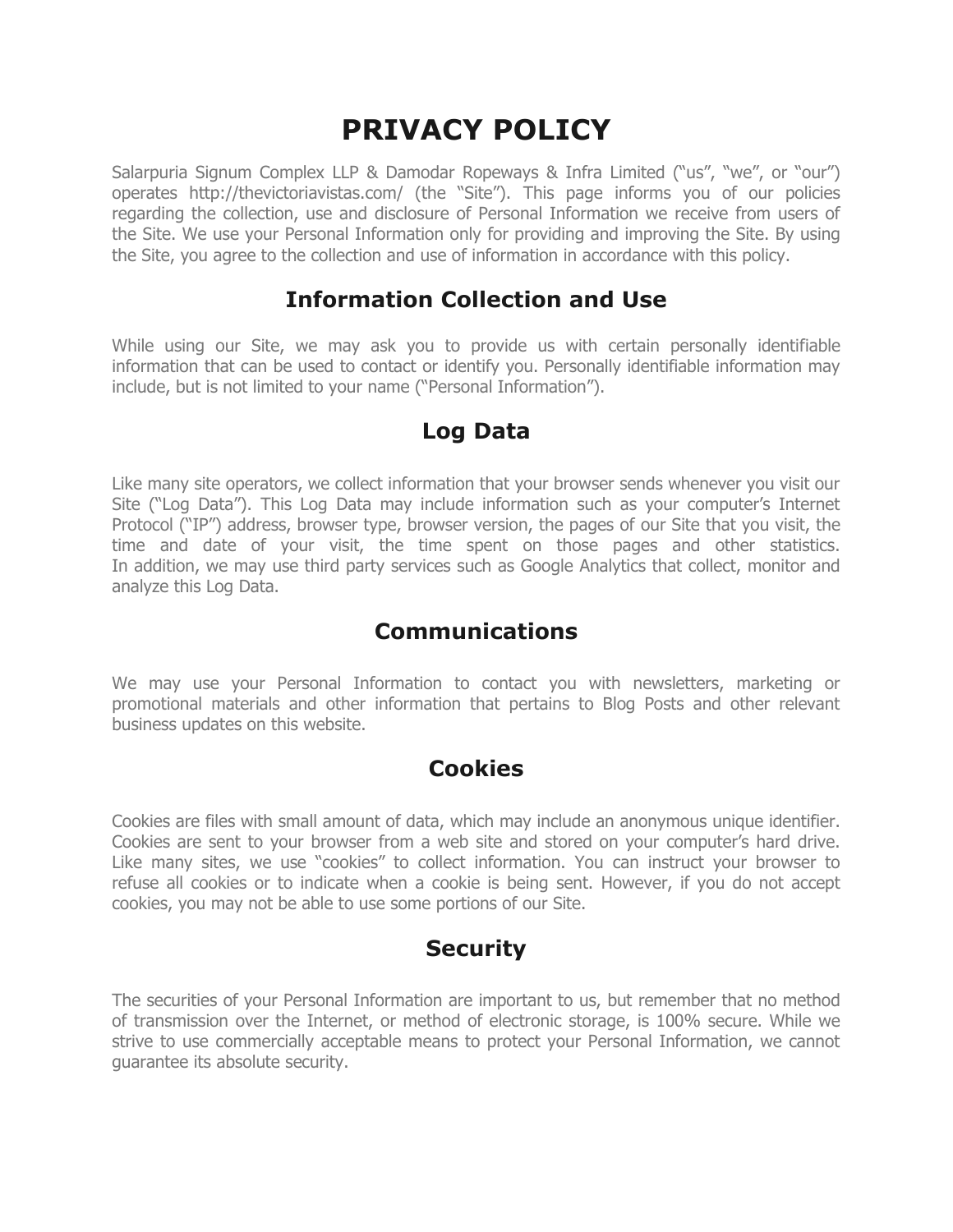# PRIVACY POLICY

Salarpuria Signum Complex LLP & Damodar Ropeways & Infra Limited ("us", "we", or "our") operates http://thevictoriavistas.com/ (the "Site"). This page informs you of our policies regarding the collection, use and disclosure of Personal Information we receive from users of the Site. We use your Personal Information only for providing and improving the Site. By using the Site, you agree to the collection and use of information in accordance with this policy.

## Information Collection and Use

While using our Site, we may ask you to provide us with certain personally identifiable information that can be used to contact or identify you. Personally identifiable information may include, but is not limited to your name ("Personal Information").

## Log Data

Like many site operators, we collect information that your browser sends whenever you visit our Site ("Log Data"). This Log Data may include information such as your computer's Internet Protocol ("IP") address, browser type, browser version, the pages of our Site that you visit, the time and date of your visit, the time spent on those pages and other statistics. In addition, we may use third party services such as Google Analytics that collect, monitor and analyze this Log Data.

## Communications

We may use your Personal Information to contact you with newsletters, marketing or promotional materials and other information that pertains to Blog Posts and other relevant business updates on this website.

## Cookies

Cookies are files with small amount of data, which may include an anonymous unique identifier. Cookies are sent to your browser from a web site and stored on your computer's hard drive. Like many sites, we use "cookies" to collect information. You can instruct your browser to refuse all cookies or to indicate when a cookie is being sent. However, if you do not accept cookies, you may not be able to use some portions of our Site.

## Security

The securities of your Personal Information are important to us, but remember that no method of transmission over the Internet, or method of electronic storage, is 100% secure. While we strive to use commercially acceptable means to protect your Personal Information, we cannot guarantee its absolute security.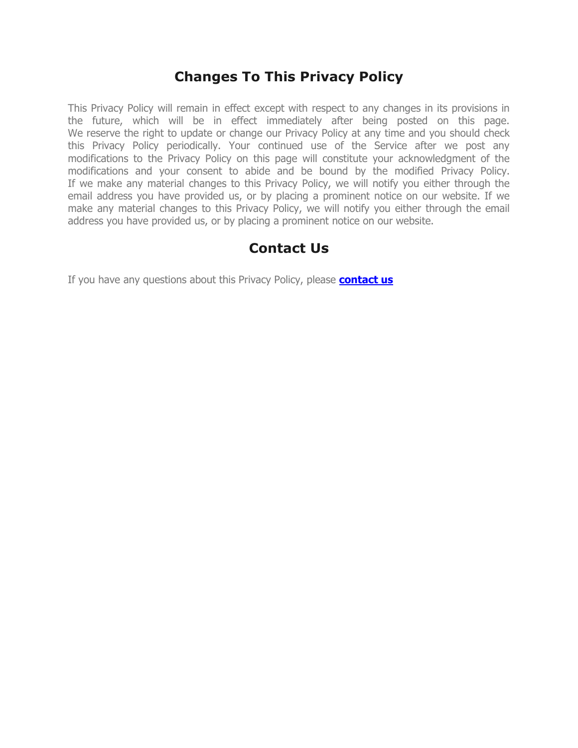## Changes To This Privacy Policy

This Privacy Policy will remain in effect except with respect to any changes in its provisions in the future, which will be in effect immediately after being posted on this page. We reserve the right to update or change our Privacy Policy at any time and you should check this Privacy Policy periodically. Your continued use of the Service after we post any modifications to the Privacy Policy on this page will constitute your acknowledgment of the modifications and your consent to abide and be bound by the modified Privacy Policy. If we make any material changes to this Privacy Policy, we will notify you either through the email address you have provided us, or by placing a prominent notice on our website. If we make any material changes to this Privacy Policy, we will notify you either through the email address you have provided us, or by placing a prominent notice on our website.

## Contact Us

If you have any questions about this Privacy Policy, please **contact us**